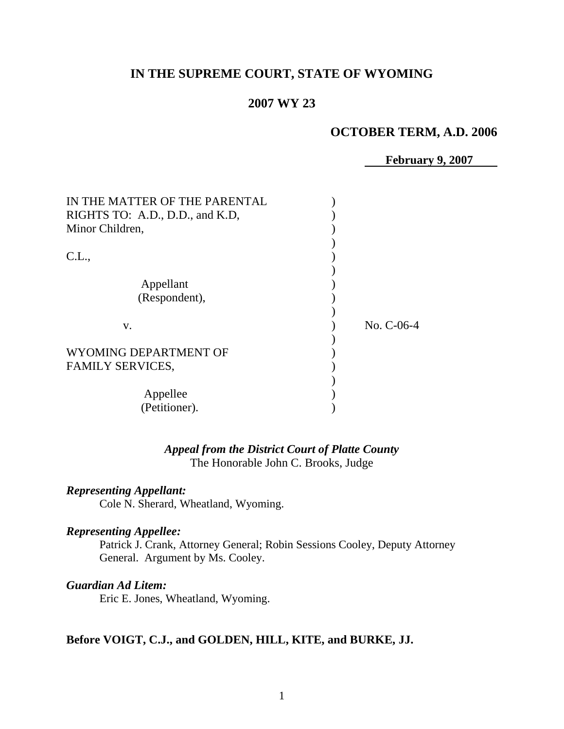**IN THE SUPREME COURT, STATE OF WYOMING**

**2007 WY 23**

**OCTOBER TERM, A.D. 2006**

**February 9, 2007**

IN THE MATTER OF THE PARENTAL RIGHTS TO: A.D., D.D., and K.D, Minor Children,

C.L.,

Appellant (Respondent),

v.

WYOMING DEPARTMENT OF FAMILY SERVICES,

Appellee (Petitioner).

No. C-06-4

*Appeal from the District Court of Platte County*
The Honorable John C. Brooks, Judge

***Representing Appellant:***
Cole N. Sherard, Wheatland, Wyoming.

***Representing Appellee:***
Patrick J. Crank, Attorney General; Robin Sessions Cooley, Deputy Attorney General. Argument by Ms. Cooley.

***Guardian Ad Litem:***
Eric E. Jones, Wheatland, Wyoming.

**Before VOIGT, C.J., and GOLDEN, HILL, KITE, and BURKE, JJ.**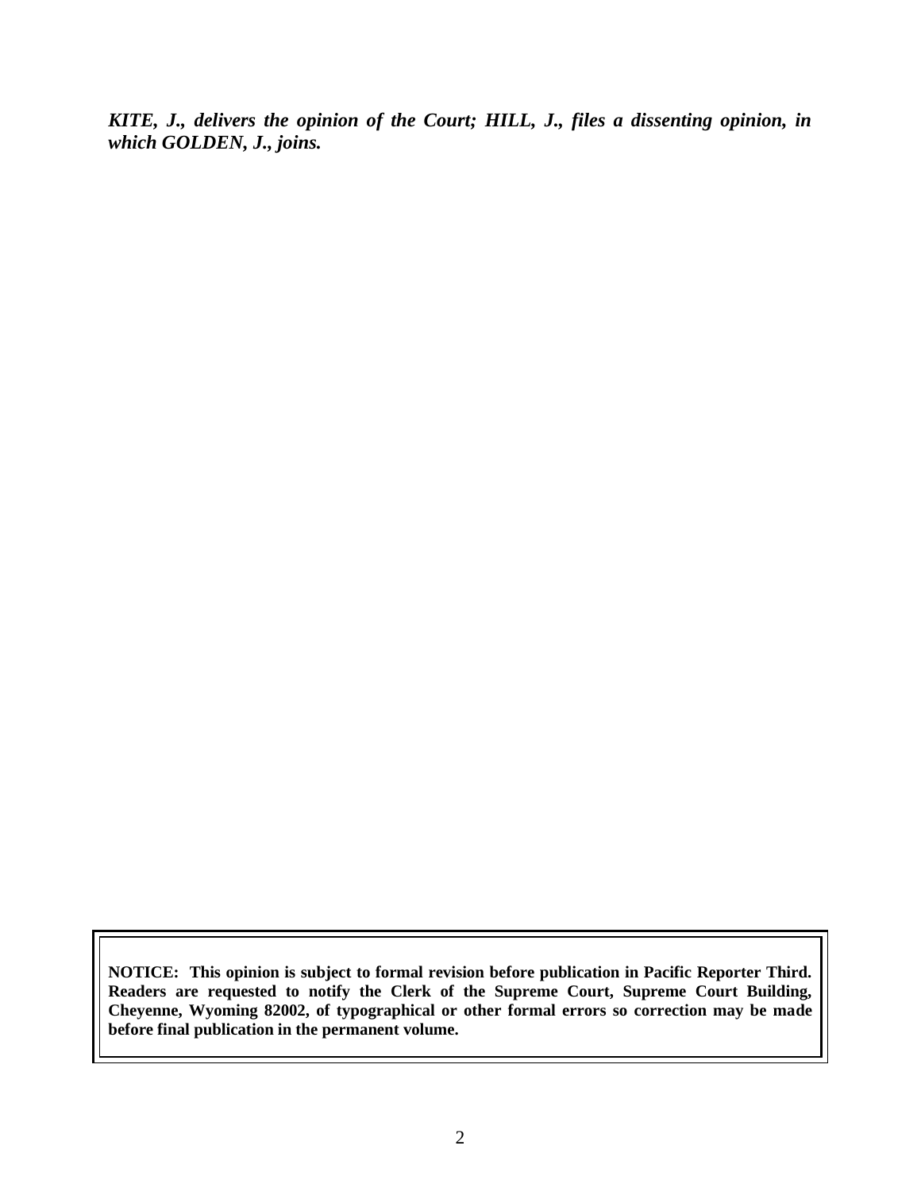***KITE, J., delivers the opinion of the Court; HILL, J., files a dissenting opinion, in which GOLDEN, J., joins.***

**NOTICE: This opinion is subject to formal revision before publication in Pacific Reporter Third. Readers are requested to notify the Clerk of the Supreme Court, Supreme Court Building, Cheyenne, Wyoming 82002, of typographical or other formal errors so correction may be made before final publication in the permanent volume.**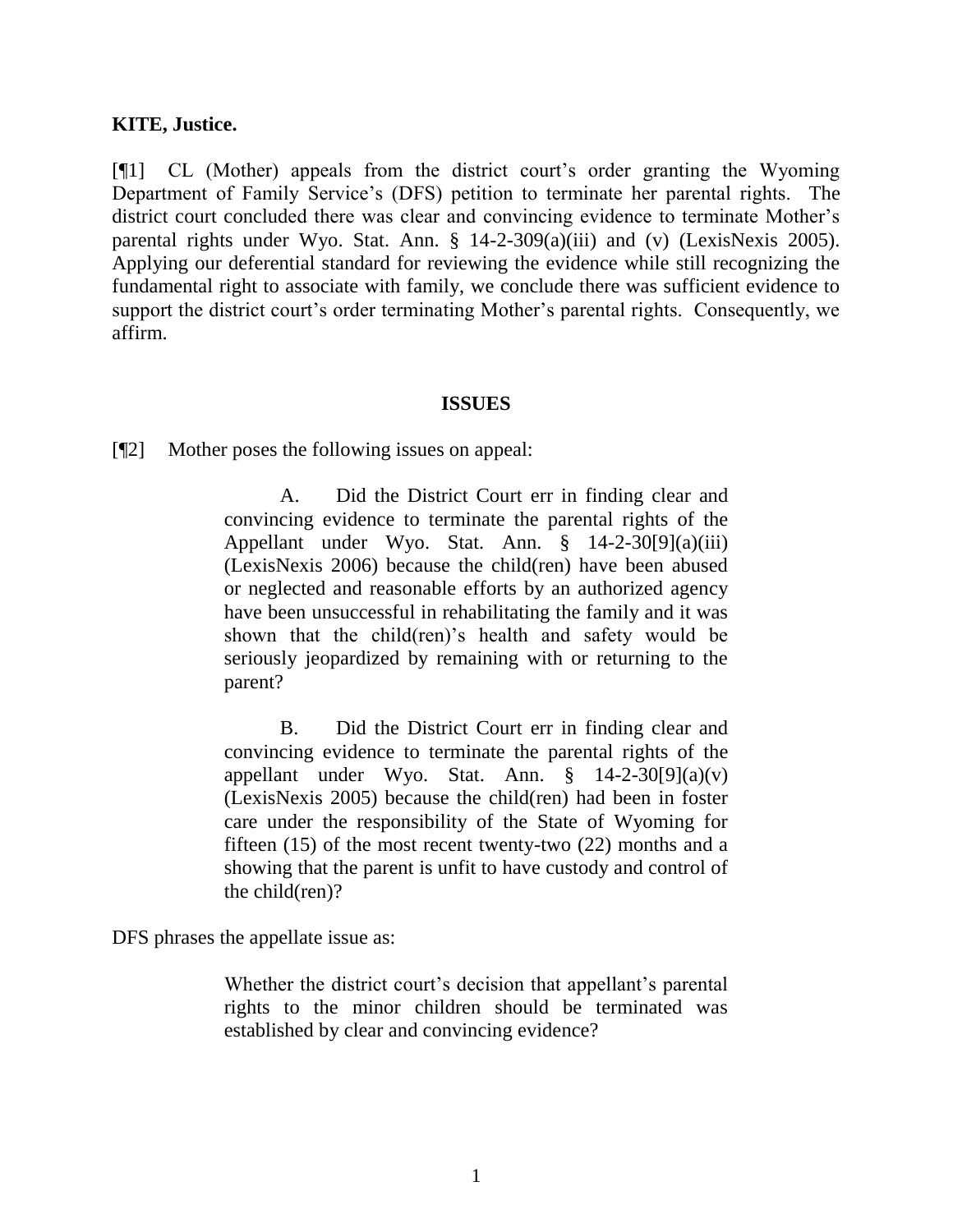**KITE, Justice.**

[¶1] CL (Mother) appeals from the district court's order granting the Wyoming Department of Family Service's (DFS) petition to terminate her parental rights. The district court concluded there was clear and convincing evidence to terminate Mother's parental rights under Wyo. Stat. Ann. § 14-2-309(a)(iii) and (v) (LexisNexis 2005). Applying our deferential standard for reviewing the evidence while still recognizing the fundamental right to associate with family, we conclude there was sufficient evidence to support the district court's order terminating Mother's parental rights. Consequently, we affirm.

## ISSUES

[¶2] Mother poses the following issues on appeal:

> A. Did the District Court err in finding clear and convincing evidence to terminate the parental rights of the Appellant under Wyo. Stat. Ann. § 14-2-30[9](a)(iii) (LexisNexis 2006) because the child(ren) have been abused or neglected and reasonable efforts by an authorized agency have been unsuccessful in rehabilitating the family and it was shown that the child(ren)'s health and safety would be seriously jeopardized by remaining with or returning to the parent?
>
> B. Did the District Court err in finding clear and convincing evidence to terminate the parental rights of the appellant under Wyo. Stat. Ann. § 14-2-30[9](a)(v) (LexisNexis 2005) because the child(ren) had been in foster care under the responsibility of the State of Wyoming for fifteen (15) of the most recent twenty-two (22) months and a showing that the parent is unfit to have custody and control of the child(ren)?

DFS phrases the appellate issue as:

> Whether the district court's decision that appellant's parental rights to the minor children should be terminated was established by clear and convincing evidence?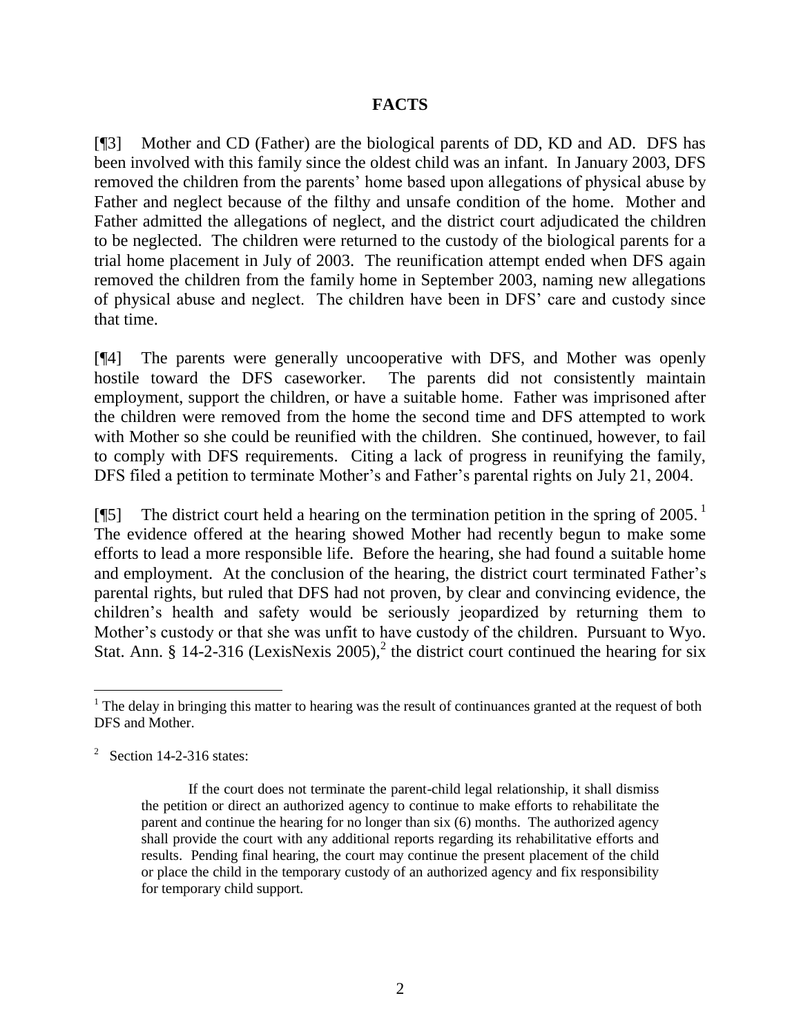## FACTS

[¶3] Mother and CD (Father) are the biological parents of DD, KD and AD. DFS has been involved with this family since the oldest child was an infant. In January 2003, DFS removed the children from the parents' home based upon allegations of physical abuse by Father and neglect because of the filthy and unsafe condition of the home. Mother and Father admitted the allegations of neglect, and the district court adjudicated the children to be neglected. The children were returned to the custody of the biological parents for a trial home placement in July of 2003. The reunification attempt ended when DFS again removed the children from the family home in September 2003, naming new allegations of physical abuse and neglect. The children have been in DFS' care and custody since that time.

[¶4] The parents were generally uncooperative with DFS, and Mother was openly hostile toward the DFS caseworker. The parents did not consistently maintain employment, support the children, or have a suitable home. Father was imprisoned after the children were removed from the home the second time and DFS attempted to work with Mother so she could be reunified with the children. She continued, however, to fail to comply with DFS requirements. Citing a lack of progress in reunifying the family, DFS filed a petition to terminate Mother's and Father's parental rights on July 21, 2004.

[¶5] The district court held a hearing on the termination petition in the spring of 2005.[1] The evidence offered at the hearing showed Mother had recently begun to make some efforts to lead a more responsible life. Before the hearing, she had found a suitable home and employment. At the conclusion of the hearing, the district court terminated Father's parental rights, but ruled that DFS had not proven, by clear and convincing evidence, the children's health and safety would be seriously jeopardized by returning them to Mother's custody or that she was unfit to have custody of the children. Pursuant to Wyo. Stat. Ann. § 14-2-316 (LexisNexis 2005),[2] the district court continued the hearing for six

---

[1] The delay in bringing this matter to hearing was the result of continuances granted at the request of both DFS and Mother.

[2] Section 14-2-316 states:

> If the court does not terminate the parent-child legal relationship, it shall dismiss the petition or direct an authorized agency to continue to make efforts to rehabilitate the parent and continue the hearing for no longer than six (6) months. The authorized agency shall provide the court with any additional reports regarding its rehabilitative efforts and results. Pending final hearing, the court may continue the present placement of the child or place the child in the temporary custody of an authorized agency and fix responsibility for temporary child support.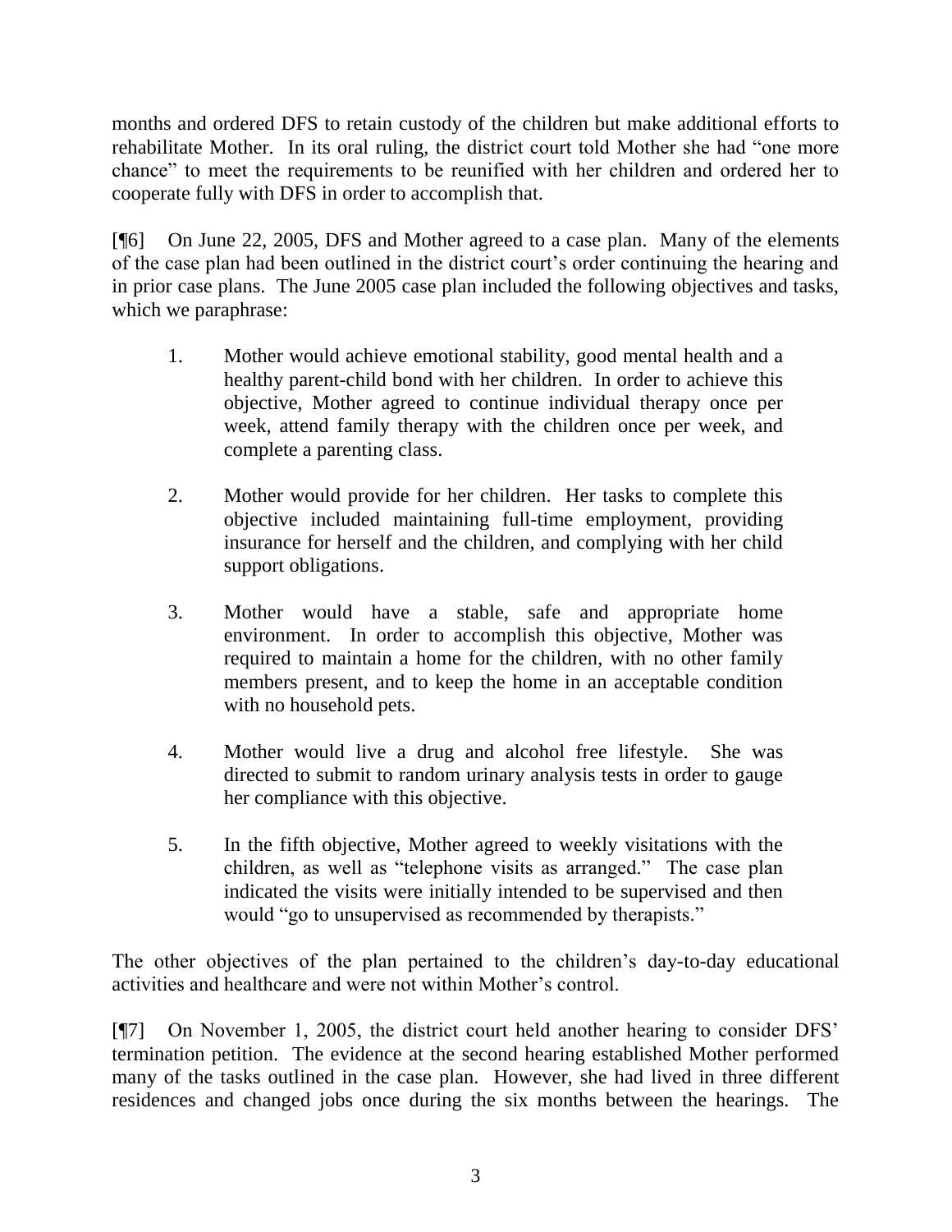months and ordered DFS to retain custody of the children but make additional efforts to rehabilitate Mother. In its oral ruling, the district court told Mother she had "one more chance" to meet the requirements to be reunified with her children and ordered her to cooperate fully with DFS in order to accomplish that.

[¶6] On June 22, 2005, DFS and Mother agreed to a case plan. Many of the elements of the case plan had been outlined in the district court's order continuing the hearing and in prior case plans. The June 2005 case plan included the following objectives and tasks, which we paraphrase:

1. Mother would achieve emotional stability, good mental health and a healthy parent-child bond with her children. In order to achieve this objective, Mother agreed to continue individual therapy once per week, attend family therapy with the children once per week, and complete a parenting class.

2. Mother would provide for her children. Her tasks to complete this objective included maintaining full-time employment, providing insurance for herself and the children, and complying with her child support obligations.

3. Mother would have a stable, safe and appropriate home environment. In order to accomplish this objective, Mother was required to maintain a home for the children, with no other family members present, and to keep the home in an acceptable condition with no household pets.

4. Mother would live a drug and alcohol free lifestyle. She was directed to submit to random urinary analysis tests in order to gauge her compliance with this objective.

5. In the fifth objective, Mother agreed to weekly visitations with the children, as well as "telephone visits as arranged." The case plan indicated the visits were initially intended to be supervised and then would "go to unsupervised as recommended by therapists."

The other objectives of the plan pertained to the children's day-to-day educational activities and healthcare and were not within Mother's control.

[¶7] On November 1, 2005, the district court held another hearing to consider DFS' termination petition. The evidence at the second hearing established Mother performed many of the tasks outlined in the case plan. However, she had lived in three different residences and changed jobs once during the six months between the hearings. The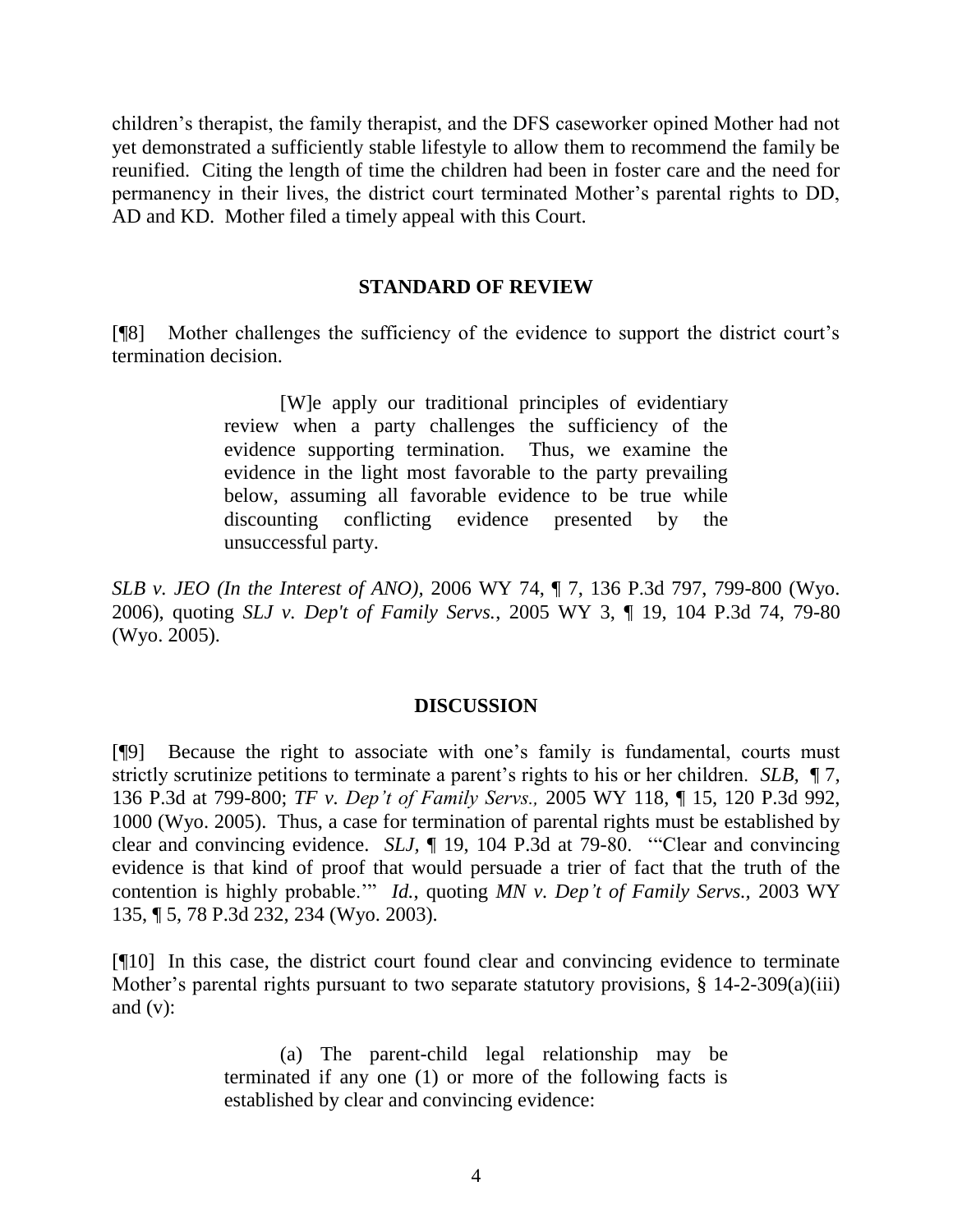children's therapist, the family therapist, and the DFS caseworker opined Mother had not yet demonstrated a sufficiently stable lifestyle to allow them to recommend the family be reunified. Citing the length of time the children had been in foster care and the need for permanency in their lives, the district court terminated Mother's parental rights to DD, AD and KD. Mother filed a timely appeal with this Court.

## STANDARD OF REVIEW

[¶8] Mother challenges the sufficiency of the evidence to support the district court's termination decision.

> [W]e apply our traditional principles of evidentiary review when a party challenges the sufficiency of the evidence supporting termination. Thus, we examine the evidence in the light most favorable to the party prevailing below, assuming all favorable evidence to be true while discounting conflicting evidence presented by the unsuccessful party.

*SLB v. JEO (In the Interest of ANO)*, 2006 WY 74, ¶ 7, 136 P.3d 797, 799-800 (Wyo. 2006), quoting *SLJ v. Dep't of Family Servs.*, 2005 WY 3, ¶ 19, 104 P.3d 74, 79-80 (Wyo. 2005).

## DISCUSSION

[¶9] Because the right to associate with one's family is fundamental, courts must strictly scrutinize petitions to terminate a parent's rights to his or her children. *SLB*, ¶ 7, 136 P.3d at 799-800; *TF v. Dep't of Family Servs.,* 2005 WY 118, ¶ 15, 120 P.3d 992, 1000 (Wyo. 2005). Thus, a case for termination of parental rights must be established by clear and convincing evidence. *SLJ*, ¶ 19, 104 P.3d at 79-80. '"Clear and convincing evidence is that kind of proof that would persuade a trier of fact that the truth of the contention is highly probable.'" *Id.*, quoting *MN v. Dep't of Family Servs.,* 2003 WY 135, ¶ 5, 78 P.3d 232, 234 (Wyo. 2003).

[¶10] In this case, the district court found clear and convincing evidence to terminate Mother's parental rights pursuant to two separate statutory provisions, § 14-2-309(a)(iii) and (v):

> (a) The parent-child legal relationship may be terminated if any one (1) or more of the following facts is established by clear and convincing evidence: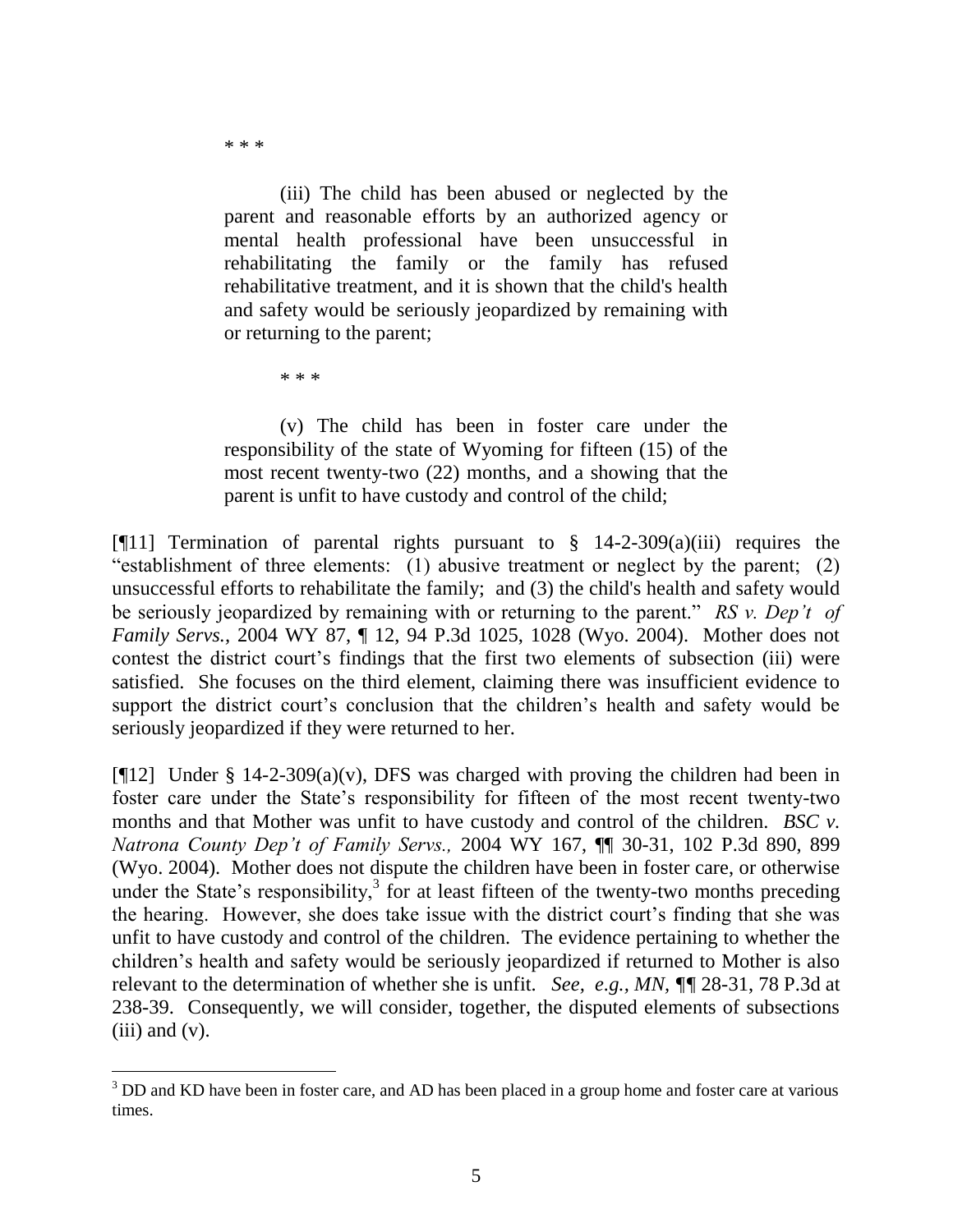\* \* \*

> (iii) The child has been abused or neglected by the parent and reasonable efforts by an authorized agency or mental health professional have been unsuccessful in rehabilitating the family or the family has refused rehabilitative treatment, and it is shown that the child's health and safety would be seriously jeopardized by remaining with or returning to the parent;
>
> \* \* \*
>
> (v) The child has been in foster care under the responsibility of the state of Wyoming for fifteen (15) of the most recent twenty-two (22) months, and a showing that the parent is unfit to have custody and control of the child;

[¶11] Termination of parental rights pursuant to § 14-2-309(a)(iii) requires the "establishment of three elements: (1) abusive treatment or neglect by the parent; (2) unsuccessful efforts to rehabilitate the family; and (3) the child's health and safety would be seriously jeopardized by remaining with or returning to the parent." *RS v. Dep't of Family Servs.*, 2004 WY 87, ¶ 12, 94 P.3d 1025, 1028 (Wyo. 2004). Mother does not contest the district court's findings that the first two elements of subsection (iii) were satisfied. She focuses on the third element, claiming there was insufficient evidence to support the district court's conclusion that the children's health and safety would be seriously jeopardized if they were returned to her.

[¶12] Under § 14-2-309(a)(v), DFS was charged with proving the children had been in foster care under the State's responsibility for fifteen of the most recent twenty-two months and that Mother was unfit to have custody and control of the children. *BSC v. Natrona County Dep't of Family Servs.,* 2004 WY 167, ¶¶ 30-31, 102 P.3d 890, 899 (Wyo. 2004). Mother does not dispute the children have been in foster care, or otherwise under the State's responsibility,[3] for at least fifteen of the twenty-two months preceding the hearing. However, she does take issue with the district court's finding that she was unfit to have custody and control of the children. The evidence pertaining to whether the children's health and safety would be seriously jeopardized if returned to Mother is also relevant to the determination of whether she is unfit. *See, e.g.*, *MN*, ¶¶ 28-31, 78 P.3d at 238-39. Consequently, we will consider, together, the disputed elements of subsections (iii) and (v).

[3] DD and KD have been in foster care, and AD has been placed in a group home and foster care at various times.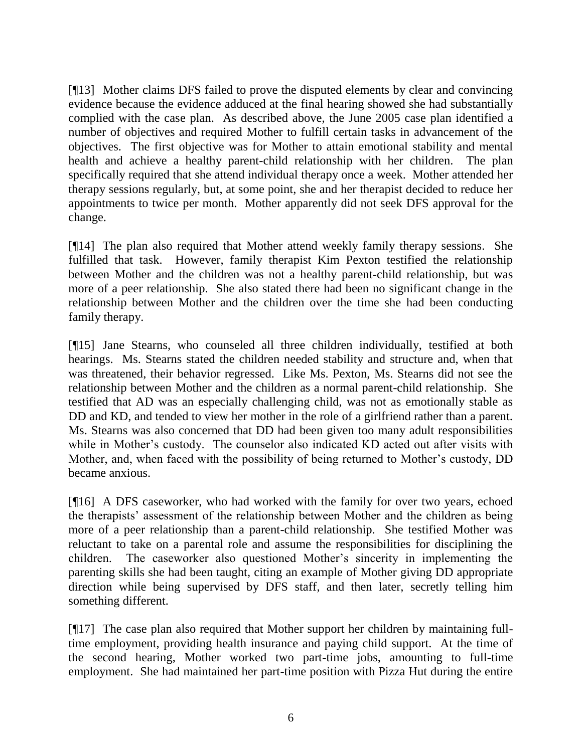[¶13] Mother claims DFS failed to prove the disputed elements by clear and convincing evidence because the evidence adduced at the final hearing showed she had substantially complied with the case plan. As described above, the June 2005 case plan identified a number of objectives and required Mother to fulfill certain tasks in advancement of the objectives. The first objective was for Mother to attain emotional stability and mental health and achieve a healthy parent-child relationship with her children. The plan specifically required that she attend individual therapy once a week. Mother attended her therapy sessions regularly, but, at some point, she and her therapist decided to reduce her appointments to twice per month. Mother apparently did not seek DFS approval for the change.

[¶14] The plan also required that Mother attend weekly family therapy sessions. She fulfilled that task. However, family therapist Kim Pexton testified the relationship between Mother and the children was not a healthy parent-child relationship, but was more of a peer relationship. She also stated there had been no significant change in the relationship between Mother and the children over the time she had been conducting family therapy.

[¶15] Jane Stearns, who counseled all three children individually, testified at both hearings. Ms. Stearns stated the children needed stability and structure and, when that was threatened, their behavior regressed. Like Ms. Pexton, Ms. Stearns did not see the relationship between Mother and the children as a normal parent-child relationship. She testified that AD was an especially challenging child, was not as emotionally stable as DD and KD, and tended to view her mother in the role of a girlfriend rather than a parent. Ms. Stearns was also concerned that DD had been given too many adult responsibilities while in Mother's custody. The counselor also indicated KD acted out after visits with Mother, and, when faced with the possibility of being returned to Mother's custody, DD became anxious.

[¶16] A DFS caseworker, who had worked with the family for over two years, echoed the therapists' assessment of the relationship between Mother and the children as being more of a peer relationship than a parent-child relationship. She testified Mother was reluctant to take on a parental role and assume the responsibilities for disciplining the children. The caseworker also questioned Mother's sincerity in implementing the parenting skills she had been taught, citing an example of Mother giving DD appropriate direction while being supervised by DFS staff, and then later, secretly telling him something different.

[¶17] The case plan also required that Mother support her children by maintaining full-time employment, providing health insurance and paying child support. At the time of the second hearing, Mother worked two part-time jobs, amounting to full-time employment. She had maintained her part-time position with Pizza Hut during the entire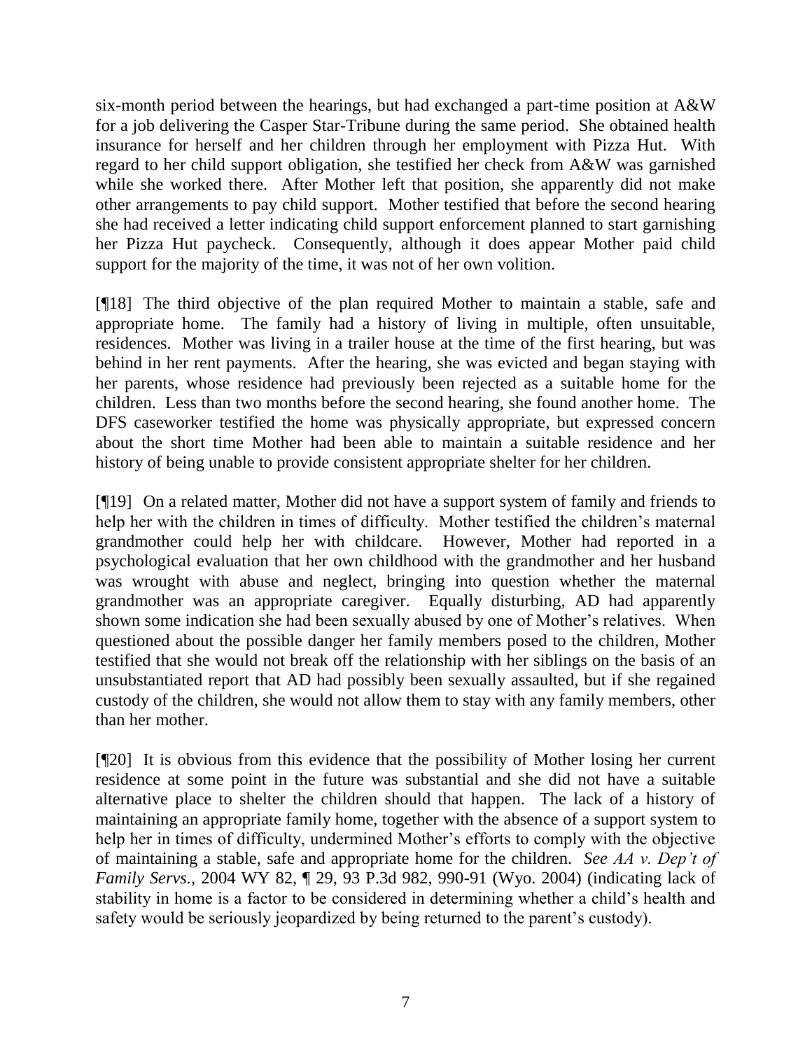six-month period between the hearings, but had exchanged a part-time position at A&W for a job delivering the Casper Star-Tribune during the same period. She obtained health insurance for herself and her children through her employment with Pizza Hut. With regard to her child support obligation, she testified her check from A&W was garnished while she worked there. After Mother left that position, she apparently did not make other arrangements to pay child support. Mother testified that before the second hearing she had received a letter indicating child support enforcement planned to start garnishing her Pizza Hut paycheck. Consequently, although it does appear Mother paid child support for the majority of the time, it was not of her own volition.

[¶18] The third objective of the plan required Mother to maintain a stable, safe and appropriate home. The family had a history of living in multiple, often unsuitable, residences. Mother was living in a trailer house at the time of the first hearing, but was behind in her rent payments. After the hearing, she was evicted and began staying with her parents, whose residence had previously been rejected as a suitable home for the children. Less than two months before the second hearing, she found another home. The DFS caseworker testified the home was physically appropriate, but expressed concern about the short time Mother had been able to maintain a suitable residence and her history of being unable to provide consistent appropriate shelter for her children.

[¶19] On a related matter, Mother did not have a support system of family and friends to help her with the children in times of difficulty. Mother testified the children's maternal grandmother could help her with childcare. However, Mother had reported in a psychological evaluation that her own childhood with the grandmother and her husband was wrought with abuse and neglect, bringing into question whether the maternal grandmother was an appropriate caregiver. Equally disturbing, AD had apparently shown some indication she had been sexually abused by one of Mother's relatives. When questioned about the possible danger her family members posed to the children, Mother testified that she would not break off the relationship with her siblings on the basis of an unsubstantiated report that AD had possibly been sexually assaulted, but if she regained custody of the children, she would not allow them to stay with any family members, other than her mother.

[¶20] It is obvious from this evidence that the possibility of Mother losing her current residence at some point in the future was substantial and she did not have a suitable alternative place to shelter the children should that happen. The lack of a history of maintaining an appropriate family home, together with the absence of a support system to help her in times of difficulty, undermined Mother's efforts to comply with the objective of maintaining a stable, safe and appropriate home for the children. *See AA v. Dep't of Family Servs.*, 2004 WY 82, ¶ 29, 93 P.3d 982, 990-91 (Wyo. 2004) (indicating lack of stability in home is a factor to be considered in determining whether a child's health and safety would be seriously jeopardized by being returned to the parent's custody).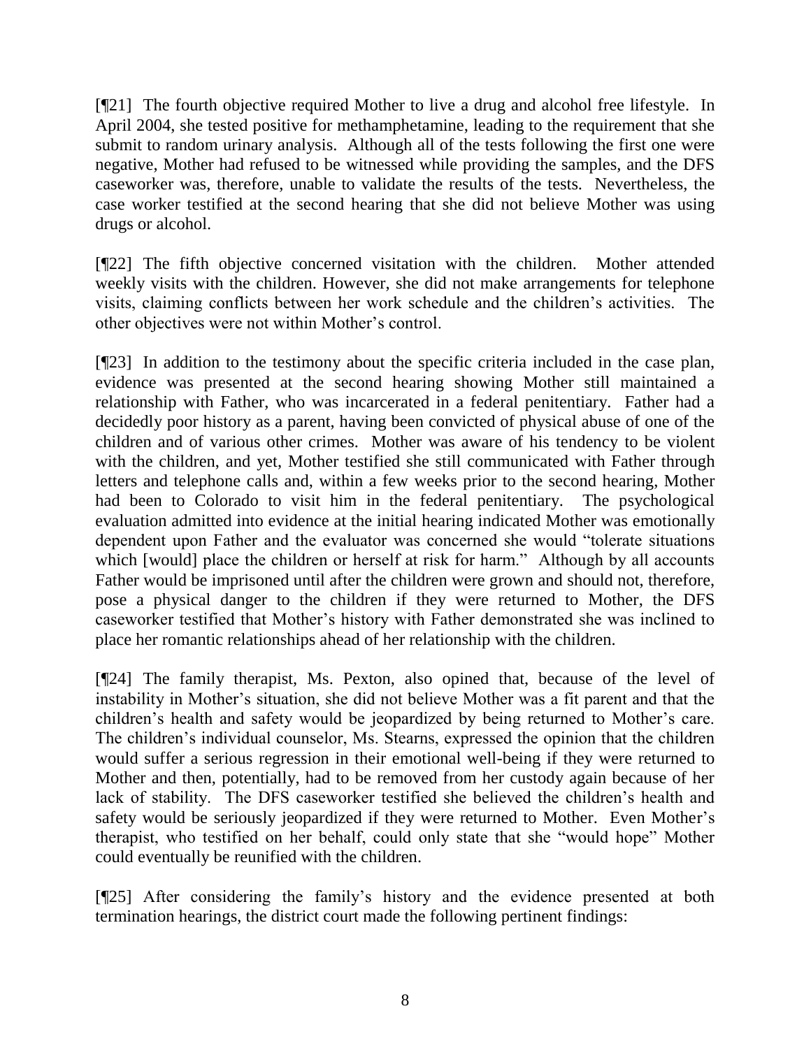[¶21] The fourth objective required Mother to live a drug and alcohol free lifestyle. In April 2004, she tested positive for methamphetamine, leading to the requirement that she submit to random urinary analysis. Although all of the tests following the first one were negative, Mother had refused to be witnessed while providing the samples, and the DFS caseworker was, therefore, unable to validate the results of the tests. Nevertheless, the case worker testified at the second hearing that she did not believe Mother was using drugs or alcohol.

[¶22] The fifth objective concerned visitation with the children. Mother attended weekly visits with the children. However, she did not make arrangements for telephone visits, claiming conflicts between her work schedule and the children's activities. The other objectives were not within Mother's control.

[¶23] In addition to the testimony about the specific criteria included in the case plan, evidence was presented at the second hearing showing Mother still maintained a relationship with Father, who was incarcerated in a federal penitentiary. Father had a decidedly poor history as a parent, having been convicted of physical abuse of one of the children and of various other crimes. Mother was aware of his tendency to be violent with the children, and yet, Mother testified she still communicated with Father through letters and telephone calls and, within a few weeks prior to the second hearing, Mother had been to Colorado to visit him in the federal penitentiary. The psychological evaluation admitted into evidence at the initial hearing indicated Mother was emotionally dependent upon Father and the evaluator was concerned she would "tolerate situations which [would] place the children or herself at risk for harm." Although by all accounts Father would be imprisoned until after the children were grown and should not, therefore, pose a physical danger to the children if they were returned to Mother, the DFS caseworker testified that Mother's history with Father demonstrated she was inclined to place her romantic relationships ahead of her relationship with the children.

[¶24] The family therapist, Ms. Pexton, also opined that, because of the level of instability in Mother's situation, she did not believe Mother was a fit parent and that the children's health and safety would be jeopardized by being returned to Mother's care. The children's individual counselor, Ms. Stearns, expressed the opinion that the children would suffer a serious regression in their emotional well-being if they were returned to Mother and then, potentially, had to be removed from her custody again because of her lack of stability. The DFS caseworker testified she believed the children's health and safety would be seriously jeopardized if they were returned to Mother. Even Mother's therapist, who testified on her behalf, could only state that she "would hope" Mother could eventually be reunified with the children.

[¶25] After considering the family's history and the evidence presented at both termination hearings, the district court made the following pertinent findings: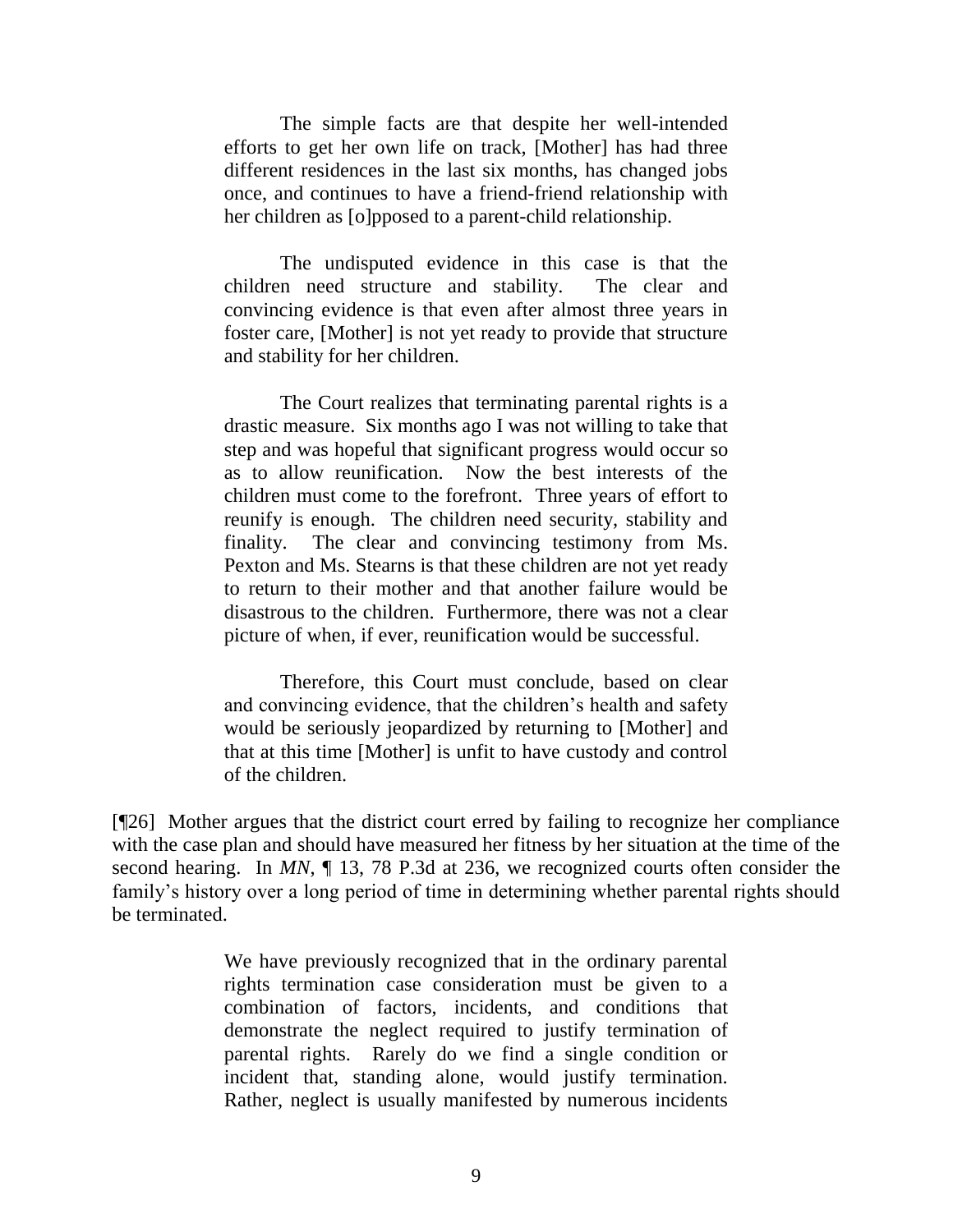> The simple facts are that despite her well-intended efforts to get her own life on track, [Mother] has had three different residences in the last six months, has changed jobs once, and continues to have a friend-friend relationship with her children as [o]pposed to a parent-child relationship.
>
> The undisputed evidence in this case is that the children need structure and stability. The clear and convincing evidence is that even after almost three years in foster care, [Mother] is not yet ready to provide that structure and stability for her children.
>
> The Court realizes that terminating parental rights is a drastic measure. Six months ago I was not willing to take that step and was hopeful that significant progress would occur so as to allow reunification. Now the best interests of the children must come to the forefront. Three years of effort to reunify is enough. The children need security, stability and finality. The clear and convincing testimony from Ms. Pexton and Ms. Stearns is that these children are not yet ready to return to their mother and that another failure would be disastrous to the children. Furthermore, there was not a clear picture of when, if ever, reunification would be successful.
>
> Therefore, this Court must conclude, based on clear and convincing evidence, that the children's health and safety would be seriously jeopardized by returning to [Mother] and that at this time [Mother] is unfit to have custody and control of the children.

[¶26] Mother argues that the district court erred by failing to recognize her compliance with the case plan and should have measured her fitness by her situation at the time of the second hearing. In *MN*, ¶ 13, 78 P.3d at 236, we recognized courts often consider the family's history over a long period of time in determining whether parental rights should be terminated.

> We have previously recognized that in the ordinary parental rights termination case consideration must be given to a combination of factors, incidents, and conditions that demonstrate the neglect required to justify termination of parental rights. Rarely do we find a single condition or incident that, standing alone, would justify termination. Rather, neglect is usually manifested by numerous incidents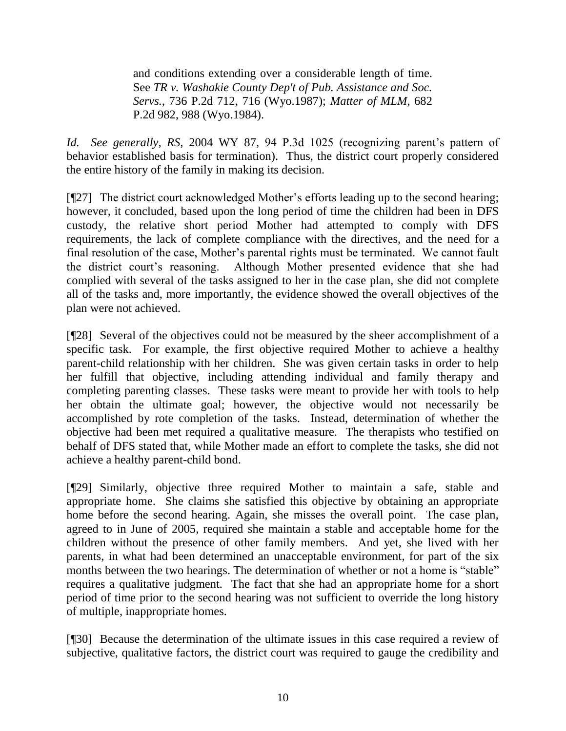> and conditions extending over a considerable length of time. See *TR v. Washakie County Dep't of Pub. Assistance and Soc. Servs.*, 736 P.2d 712, 716 (Wyo.1987); *Matter of MLM*, 682 P.2d 982, 988 (Wyo.1984).

*Id. See generally, RS*, 2004 WY 87, 94 P.3d 1025 (recognizing parent's pattern of behavior established basis for termination). Thus, the district court properly considered the entire history of the family in making its decision.

[¶27] The district court acknowledged Mother's efforts leading up to the second hearing; however, it concluded, based upon the long period of time the children had been in DFS custody, the relative short period Mother had attempted to comply with DFS requirements, the lack of complete compliance with the directives, and the need for a final resolution of the case, Mother's parental rights must be terminated. We cannot fault the district court's reasoning. Although Mother presented evidence that she had complied with several of the tasks assigned to her in the case plan, she did not complete all of the tasks and, more importantly, the evidence showed the overall objectives of the plan were not achieved.

[¶28] Several of the objectives could not be measured by the sheer accomplishment of a specific task. For example, the first objective required Mother to achieve a healthy parent-child relationship with her children. She was given certain tasks in order to help her fulfill that objective, including attending individual and family therapy and completing parenting classes. These tasks were meant to provide her with tools to help her obtain the ultimate goal; however, the objective would not necessarily be accomplished by rote completion of the tasks. Instead, determination of whether the objective had been met required a qualitative measure. The therapists who testified on behalf of DFS stated that, while Mother made an effort to complete the tasks, she did not achieve a healthy parent-child bond.

[¶29] Similarly, objective three required Mother to maintain a safe, stable and appropriate home. She claims she satisfied this objective by obtaining an appropriate home before the second hearing. Again, she misses the overall point. The case plan, agreed to in June of 2005, required she maintain a stable and acceptable home for the children without the presence of other family members. And yet, she lived with her parents, in what had been determined an unacceptable environment, for part of the six months between the two hearings. The determination of whether or not a home is "stable" requires a qualitative judgment. The fact that she had an appropriate home for a short period of time prior to the second hearing was not sufficient to override the long history of multiple, inappropriate homes.

[¶30] Because the determination of the ultimate issues in this case required a review of subjective, qualitative factors, the district court was required to gauge the credibility and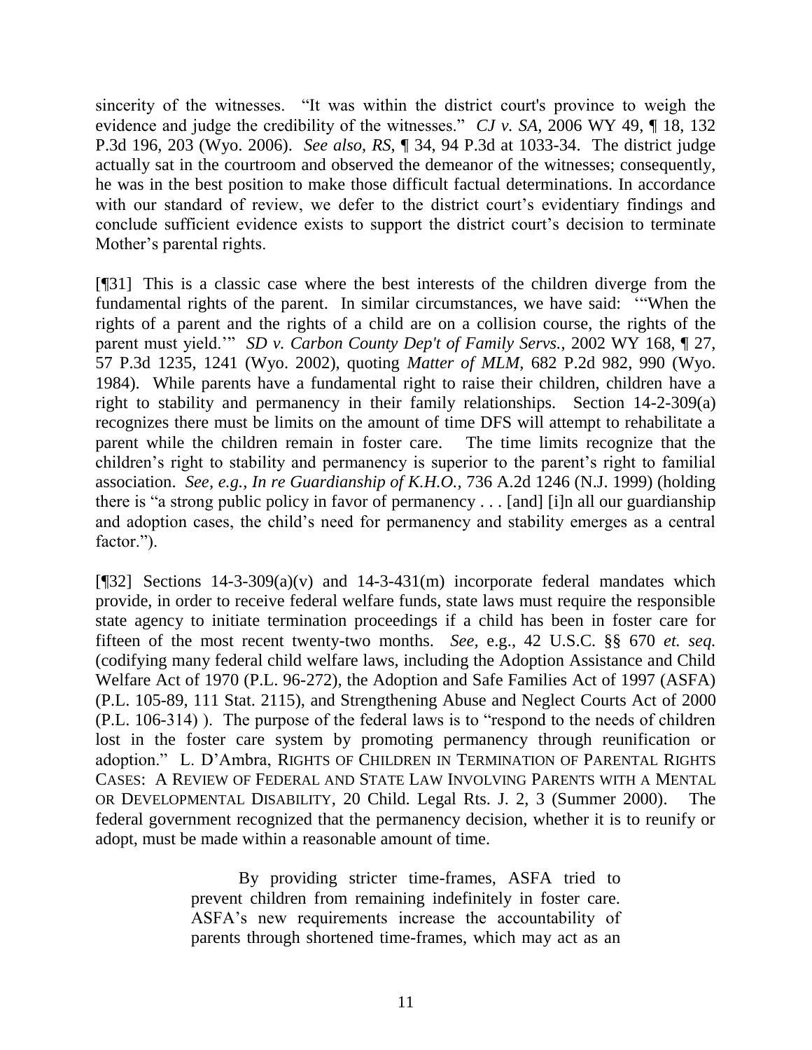sincerity of the witnesses. "It was within the district court's province to weigh the evidence and judge the credibility of the witnesses." *CJ v. SA*, 2006 WY 49, ¶ 18, 132 P.3d 196, 203 (Wyo. 2006). *See also*, *RS*, ¶ 34, 94 P.3d at 1033-34. The district judge actually sat in the courtroom and observed the demeanor of the witnesses; consequently, he was in the best position to make those difficult factual determinations. In accordance with our standard of review, we defer to the district court's evidentiary findings and conclude sufficient evidence exists to support the district court's decision to terminate Mother's parental rights.

[¶31] This is a classic case where the best interests of the children diverge from the fundamental rights of the parent. In similar circumstances, we have said: '"When the rights of a parent and the rights of a child are on a collision course, the rights of the parent must yield.'" *SD v. Carbon County Dep't of Family Servs.*, 2002 WY 168, ¶ 27, 57 P.3d 1235, 1241 (Wyo. 2002), quoting *Matter of MLM*, 682 P.2d 982, 990 (Wyo. 1984). While parents have a fundamental right to raise their children, children have a right to stability and permanency in their family relationships. Section 14-2-309(a) recognizes there must be limits on the amount of time DFS will attempt to rehabilitate a parent while the children remain in foster care. The time limits recognize that the children's right to stability and permanency is superior to the parent's right to familial association. *See, e.g., In re Guardianship of K.H.O.*, 736 A.2d 1246 (N.J. 1999) (holding there is "a strong public policy in favor of permanency . . . [and] [i]n all our guardianship and adoption cases, the child's need for permanency and stability emerges as a central factor.").

[¶32] Sections 14-3-309(a)(v) and 14-3-431(m) incorporate federal mandates which provide, in order to receive federal welfare funds, state laws must require the responsible state agency to initiate termination proceedings if a child has been in foster care for fifteen of the most recent twenty-two months. *See,* e.g., 42 U.S.C. §§ 670 *et. seq.* (codifying many federal child welfare laws, including the Adoption Assistance and Child Welfare Act of 1970 (P.L. 96-272), the Adoption and Safe Families Act of 1997 (ASFA) (P.L. 105-89, 111 Stat. 2115), and Strengthening Abuse and Neglect Courts Act of 2000 (P.L. 106-314) ). The purpose of the federal laws is to "respond to the needs of children lost in the foster care system by promoting permanency through reunification or adoption." L. D'Ambra, RIGHTS OF CHILDREN IN TERMINATION OF PARENTAL RIGHTS CASES: A REVIEW OF FEDERAL AND STATE LAW INVOLVING PARENTS WITH A MENTAL OR DEVELOPMENTAL DISABILITY, 20 Child. Legal Rts. J. 2, 3 (Summer 2000). The federal government recognized that the permanency decision, whether it is to reunify or adopt, must be made within a reasonable amount of time.

> By providing stricter time-frames, ASFA tried to prevent children from remaining indefinitely in foster care. ASFA's new requirements increase the accountability of parents through shortened time-frames, which may act as an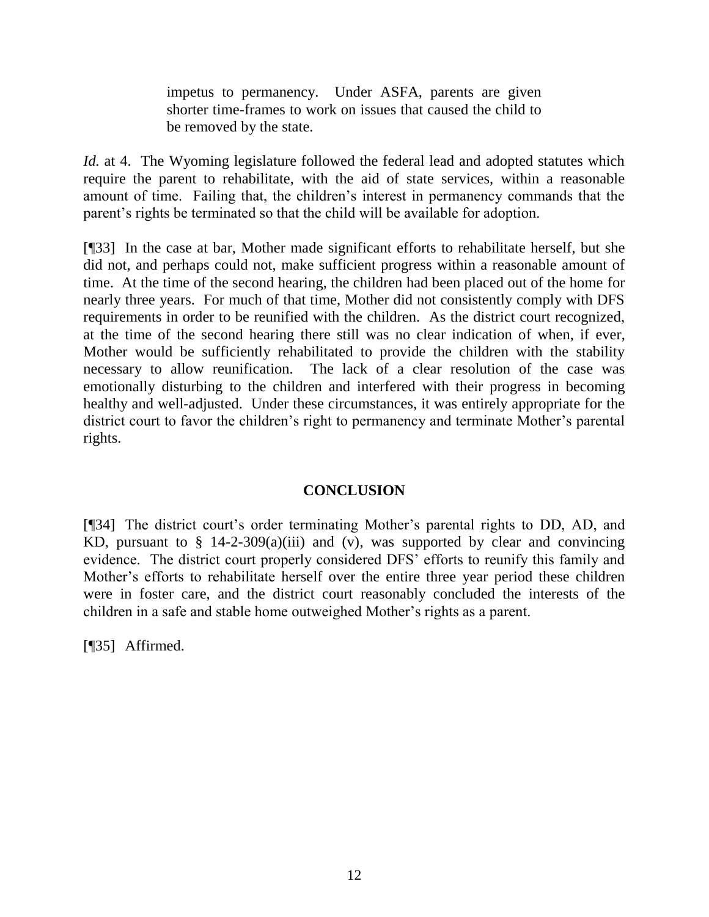> impetus to permanency. Under ASFA, parents are given shorter time-frames to work on issues that caused the child to be removed by the state.

*Id.* at 4. The Wyoming legislature followed the federal lead and adopted statutes which require the parent to rehabilitate, with the aid of state services, within a reasonable amount of time. Failing that, the children's interest in permanency commands that the parent's rights be terminated so that the child will be available for adoption.

[¶33] In the case at bar, Mother made significant efforts to rehabilitate herself, but she did not, and perhaps could not, make sufficient progress within a reasonable amount of time. At the time of the second hearing, the children had been placed out of the home for nearly three years. For much of that time, Mother did not consistently comply with DFS requirements in order to be reunified with the children. As the district court recognized, at the time of the second hearing there still was no clear indication of when, if ever, Mother would be sufficiently rehabilitated to provide the children with the stability necessary to allow reunification. The lack of a clear resolution of the case was emotionally disturbing to the children and interfered with their progress in becoming healthy and well-adjusted. Under these circumstances, it was entirely appropriate for the district court to favor the children's right to permanency and terminate Mother's parental rights.

## CONCLUSION

[¶34] The district court's order terminating Mother's parental rights to DD, AD, and KD, pursuant to § 14-2-309(a)(iii) and (v), was supported by clear and convincing evidence. The district court properly considered DFS' efforts to reunify this family and Mother's efforts to rehabilitate herself over the entire three year period these children were in foster care, and the district court reasonably concluded the interests of the children in a safe and stable home outweighed Mother's rights as a parent.

[¶35] Affirmed.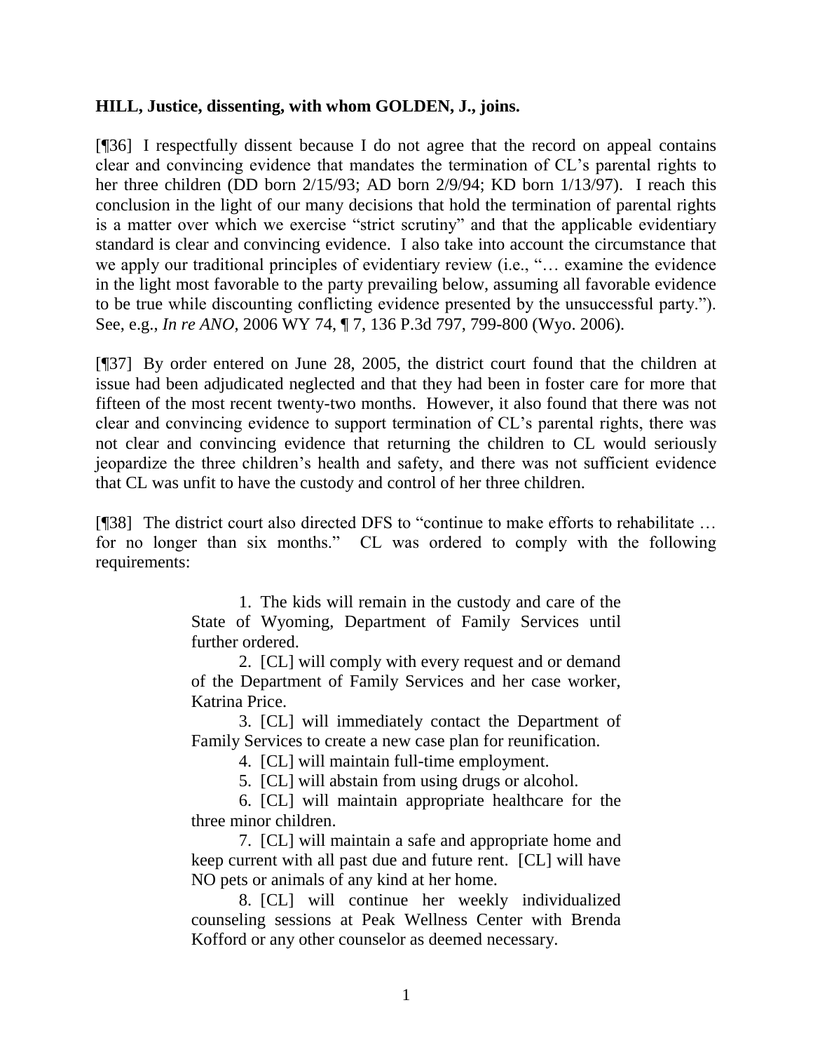**HILL, Justice, dissenting, with whom GOLDEN, J., joins.**

[¶36] I respectfully dissent because I do not agree that the record on appeal contains clear and convincing evidence that mandates the termination of CL's parental rights to her three children (DD born 2/15/93; AD born 2/9/94; KD born 1/13/97). I reach this conclusion in the light of our many decisions that hold the termination of parental rights is a matter over which we exercise "strict scrutiny" and that the applicable evidentiary standard is clear and convincing evidence. I also take into account the circumstance that we apply our traditional principles of evidentiary review (i.e., "… examine the evidence in the light most favorable to the party prevailing below, assuming all favorable evidence to be true while discounting conflicting evidence presented by the unsuccessful party."). See, e.g., *In re ANO*, 2006 WY 74, ¶ 7, 136 P.3d 797, 799-800 (Wyo. 2006).

[¶37] By order entered on June 28, 2005, the district court found that the children at issue had been adjudicated neglected and that they had been in foster care for more that fifteen of the most recent twenty-two months. However, it also found that there was not clear and convincing evidence to support termination of CL's parental rights, there was not clear and convincing evidence that returning the children to CL would seriously jeopardize the three children's health and safety, and there was not sufficient evidence that CL was unfit to have the custody and control of her three children.

[¶38] The district court also directed DFS to "continue to make efforts to rehabilitate … for no longer than six months." CL was ordered to comply with the following requirements:

> 1. The kids will remain in the custody and care of the State of Wyoming, Department of Family Services until further ordered.
>
> 2. [CL] will comply with every request and or demand of the Department of Family Services and her case worker, Katrina Price.
>
> 3. [CL] will immediately contact the Department of Family Services to create a new case plan for reunification.
>
> 4. [CL] will maintain full-time employment.
>
> 5. [CL] will abstain from using drugs or alcohol.
>
> 6. [CL] will maintain appropriate healthcare for the three minor children.
>
> 7. [CL] will maintain a safe and appropriate home and keep current with all past due and future rent. [CL] will have NO pets or animals of any kind at her home.
>
> 8. [CL] will continue her weekly individualized counseling sessions at Peak Wellness Center with Brenda Kofford or any other counselor as deemed necessary.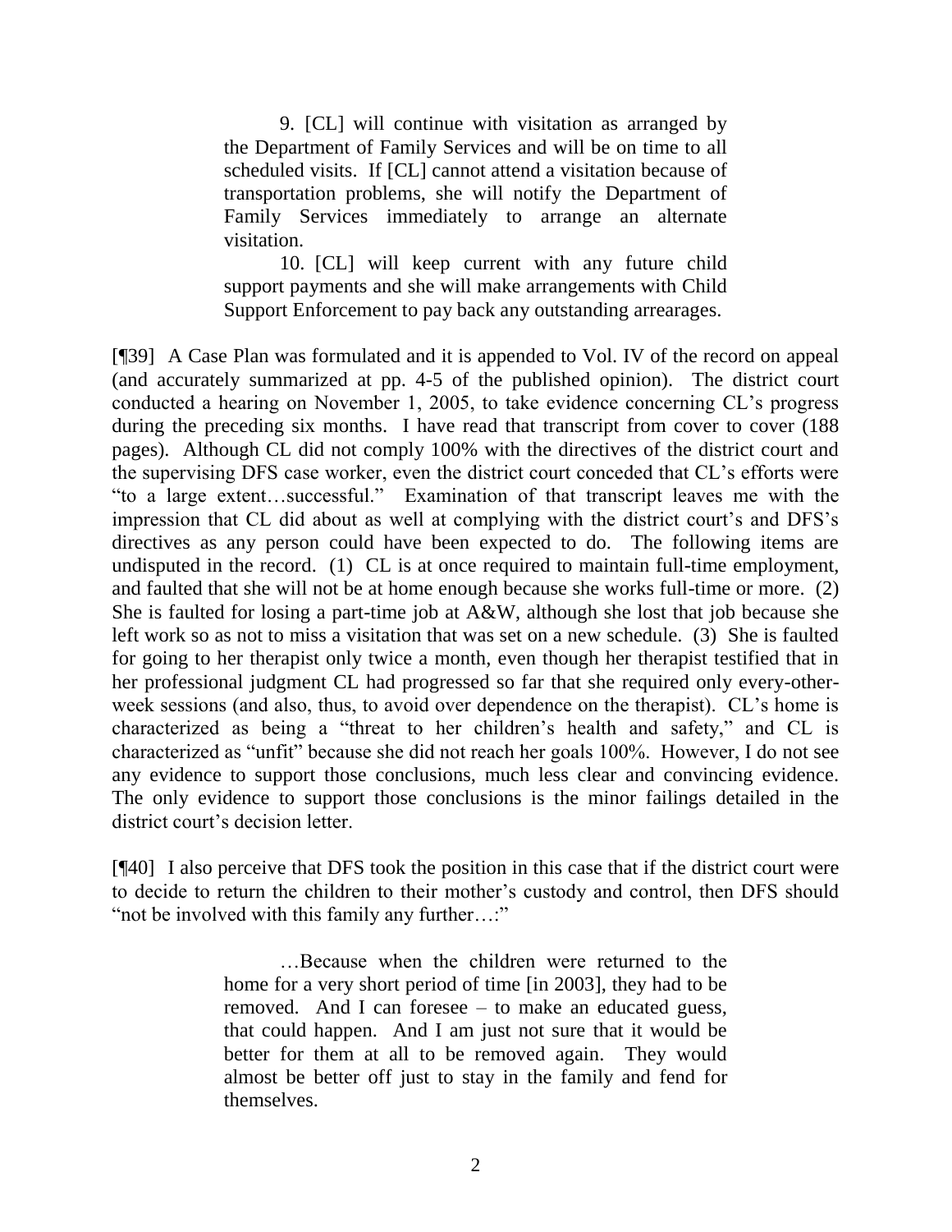> 9. [CL] will continue with visitation as arranged by the Department of Family Services and will be on time to all scheduled visits. If [CL] cannot attend a visitation because of transportation problems, she will notify the Department of Family Services immediately to arrange an alternate visitation.
>
> 10. [CL] will keep current with any future child support payments and she will make arrangements with Child Support Enforcement to pay back any outstanding arrearages.

[¶39] A Case Plan was formulated and it is appended to Vol. IV of the record on appeal (and accurately summarized at pp. 4-5 of the published opinion). The district court conducted a hearing on November 1, 2005, to take evidence concerning CL's progress during the preceding six months. I have read that transcript from cover to cover (188 pages). Although CL did not comply 100% with the directives of the district court and the supervising DFS case worker, even the district court conceded that CL's efforts were "to a large extent…successful." Examination of that transcript leaves me with the impression that CL did about as well at complying with the district court's and DFS's directives as any person could have been expected to do. The following items are undisputed in the record. (1) CL is at once required to maintain full-time employment, and faulted that she will not be at home enough because she works full-time or more. (2) She is faulted for losing a part-time job at A&W, although she lost that job because she left work so as not to miss a visitation that was set on a new schedule. (3) She is faulted for going to her therapist only twice a month, even though her therapist testified that in her professional judgment CL had progressed so far that she required only every-other-week sessions (and also, thus, to avoid over dependence on the therapist). CL's home is characterized as being a "threat to her children's health and safety," and CL is characterized as "unfit" because she did not reach her goals 100%. However, I do not see any evidence to support those conclusions, much less clear and convincing evidence. The only evidence to support those conclusions is the minor failings detailed in the district court's decision letter.

[¶40] I also perceive that DFS took the position in this case that if the district court were to decide to return the children to their mother's custody and control, then DFS should "not be involved with this family any further…:"

> …Because when the children were returned to the home for a very short period of time [in 2003], they had to be removed. And I can foresee – to make an educated guess, that could happen. And I am just not sure that it would be better for them at all to be removed again. They would almost be better off just to stay in the family and fend for themselves.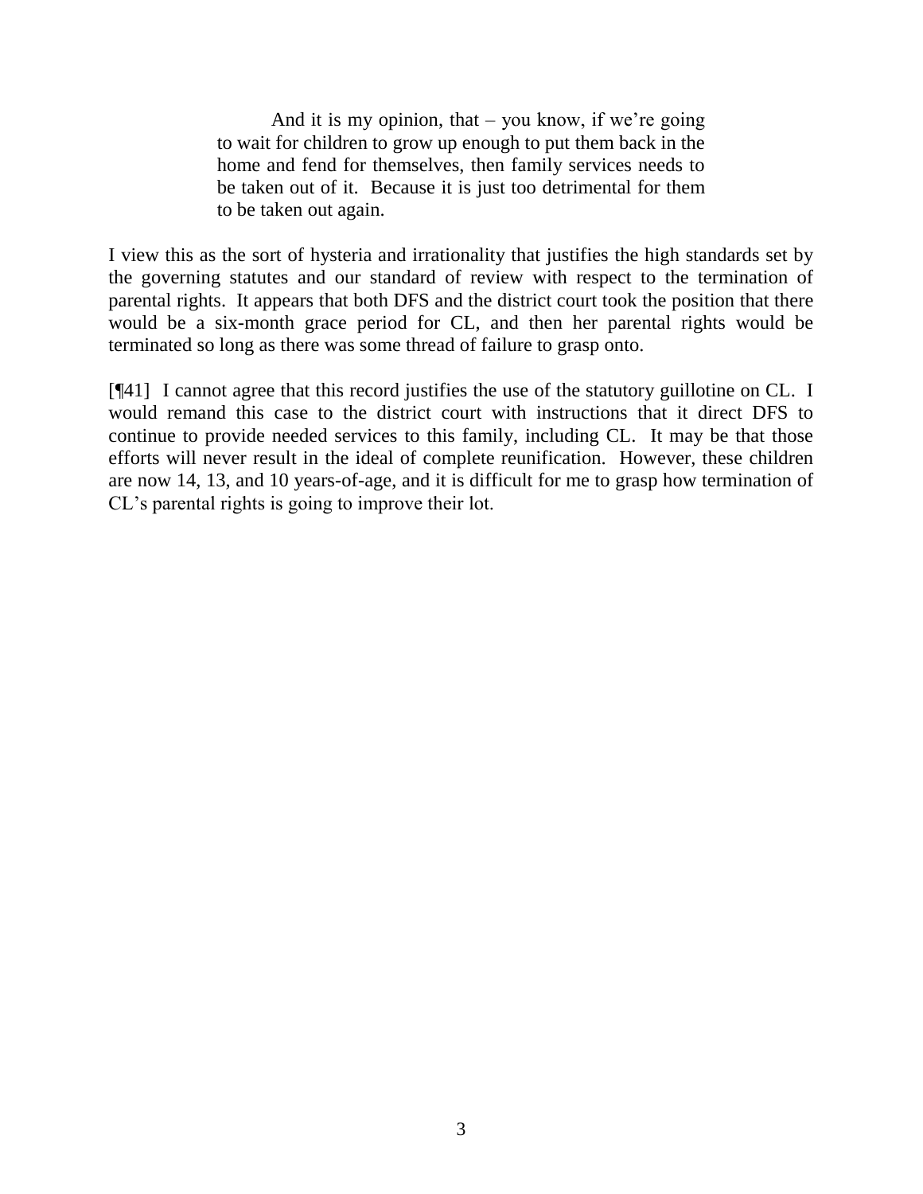> And it is my opinion, that – you know, if we're going to wait for children to grow up enough to put them back in the home and fend for themselves, then family services needs to be taken out of it. Because it is just too detrimental for them to be taken out again.

I view this as the sort of hysteria and irrationality that justifies the high standards set by the governing statutes and our standard of review with respect to the termination of parental rights. It appears that both DFS and the district court took the position that there would be a six-month grace period for CL, and then her parental rights would be terminated so long as there was some thread of failure to grasp onto.

[¶41] I cannot agree that this record justifies the use of the statutory guillotine on CL. I would remand this case to the district court with instructions that it direct DFS to continue to provide needed services to this family, including CL. It may be that those efforts will never result in the ideal of complete reunification. However, these children are now 14, 13, and 10 years-of-age, and it is difficult for me to grasp how termination of CL's parental rights is going to improve their lot.